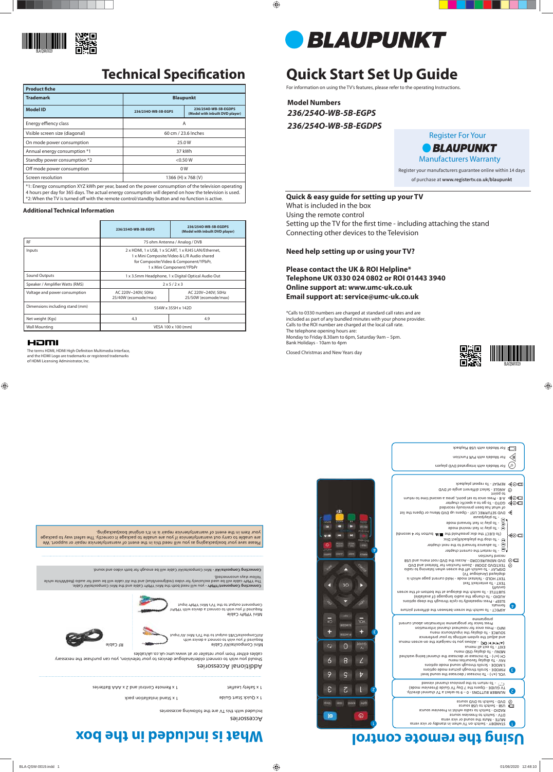# Technical Specification

| Product fiche | | |
|---|---|---|
| Trademark | Blaupunkt | |
| Model ID | 236/254O-WB-5B-EGPS | 236/254O-WB-5B-EGDPS (Model with inbuilt DVD player) |
| Energy effiency class | A | |
| Visible screen size (diagonal) | 60 cm / 23.6 Inches | |
| On mode power consumption | 25.0 W | |
| Annual energy consumption *1 | 37 kWh | |
| Standby power consumption *2 | <0.50 W | |
| Off mode power consumption | 0 W | |
| Screen resolution | 1366 (H) x 768 (V) | |

*1: Energy consumption XYZ kWh per year, based on the power consumption of the television operating 4 hours per day for 365 days. The actual energy consumption will depend on how the television is used.
*2: When the TV is turned off with the remote control/standby button and no function is active.

### Additional Technical Information

| | 236/254O-WB-5B-EGPS | 236/254O-WB-5B-EGDPS (Model with inbuilt DVD player) |
|---|---|---|
| RF | 75 ohm Antenna / Analog / DVB | |
| Inputs | 2 x HDMI, 1 x USB, 1 x SCART, 1 x RJ45 LAN/Ethernet, 1 x Mini Composite/Video & L/R Audio shared for Composite/Video & Component/YPbPr, 1 x Mini Component/YPbPr | |
| Sound Outputs | 1 x 3.5mm Headphone, 1 x Digital Optical Audio Out | |
| Speaker / Amplifier Watts (RMS) | 2 x 5 / 2 x 3 | |
| Voltage and power consumption | AC 220V~240V; 50Hz 25/40W (ecomode/max) | AC 220V~240V; 50Hz 25/50W (ecomode/max) |
| Dimensions including stand (mm) | 554W x 355H x 142D | |
| Net weight (Kgs) | 4.3 | 4.9 |
| Wall Mounting | VESA 100 x 100 (mm) | |

HDMI

The terms HDMI, HDMI High-Definition Multimedia Interface, and the HDMI Logo are trademarks or registered trademarks of HDMI Licensing Administrator, Inc.

# BLAUPUNKT

# Quick Start Set Up Guide

For information on using the TV's features, please refer to the operating Instructions.

**Model Numbers**
***236/254O-WB-5B-EGPS***
***236/254O-WB-5B-EGDPS***

Register For Your **BLAUPUNKT** Manufacturers Warranty

Register your manufacturers guarantee online within 14 days of purchase at **www.registertv.co.uk/blaupunkt**

**Quick & easy guide for setting up your TV**
What is included in the box
Using the remote control
Setting up the TV for the first time - including attaching the stand
Connecting other devices to the Television

**Need help setting up or using your TV?**

**Please contact the UK & ROI Helpline***
**Telephone UK 0330 024 0802 or ROI 01443 3940**
**Online support at: www.umc-uk.co.uk**
**Email support at: service@umc-uk.co.uk**

*Calls to 0330 numbers are charged at standard call rates and are included as part of any bundled minutes with your phone provider. Calls to the ROI number are charged at the local call rate.
The telephone opening hours are:
Monday to Friday 8.30am to 6pm, Saturday 9am – 5pm.
Bank Holidays - 10am to 4pm

Closed Christmas and New Years day

# What is included in the box

## Accessories

Included with this TV are the following accessories

- 1 x Safety leaflet
- 1 x Quick start guide
- 1 x Remote control and 2 x AAA Batteries
- 1 x Stand installation pack

## Additional Accessories

Should you wish to connect older/analogue devices to your television, you can purchase the necessary cables either from your retailer or at www.umc-uk.co.uk/cables

**Mini Composite/AV Cable**
Required if you wish to connect a device with: AV/Composite/CVBS output to the TV's Mini AV input

**Mini YPbPr Cable**
Required if you wish to connect a device with YPbPr/Component output to the TV's Mini YPbPr input

**RF Cable**

**Connecting Component/YPbPr** - you will need both the Mini YPbPr Cable and the Mini Composite/AV Cable. The YPbPr cable will be used exclusively for video (red/green/blue) and the AV cable will be used for audio (Red/White while Yellow stays unconnected).

**Connecting Composite/AV** - Mini Composite/AV Cable will be enough for both video and sound.

Please save your box/packaging as you will need this in the event of warranty/service repair or support. We are unable to carry out warranty/service repair if you are unable to package it correctly. The safest way to package your item in the event of warranty/service repair is in it's original box/packaging.

# Using the remote control

1
- STANDBY - Switch on TV when in standby or vice versa
- MUTE - Mute the sound or vice versa
- DTV - Switch to Freeview source
- RADIO - Switch to radio whilst in Freeview source
- USB - Switch to USB source
- DVD - Switch to DVD source

2
- NUMBER BUTTONS - 0 – 9 to select a TV channel directly.
- TV GUIDE - Opens the 7 day TV Guide (Freeview mode)
- ⟲ - To return to the previous channel viewed

3
- VOL (+/-) - To increase / decrease the sound level
- P.MODE - Scrolls through picture mode options
- S.MODE - Scrolls through sound mode options
- FAV - To display favourites menu
- CH (+/-) - To increase or decrease the channel being watched
- MENU - To display OSD menu
- EXIT - To exit all menus
- (▲/▼/◄/►/ OK) - Allows you to navigate the on-screen menus and adjust the system settings to your preference
- SOURCE - To display the input/source menu
- INFO - Press once for now/next channel information Press twice for programme information about current programme

4
- ASPECT - To switch the screen between the different picture formats
- SLEEP - Press repeatedly to cycle through the sleep options
- AUDIO - To change the audio language (if available)
- SUBTITLE - To switch the dialogue at the bottom of the screen (on/off)
- TEXT - To enter/exit Text
- TEXT HOLD - Teletext mode - Hold current page which is displayed (Analogue TV)
- DISPLAY - To switch off the screen when listening to radio
- TEXT/DVD ZOOM - Zoom function for Teletext and DVD
- DVD MENU/RECORD - Access the DVD root menu and USB record function
- To restart the current chapter
- To advance forward to the next chapter
- To stop the playback/Eject Disc
- (To EJECT the disc press/hold the ■/⏏ button for 4 seconds)
- To play in fast rewind mode
- To play in fast forward mode
- To play/pause
- DVD SETUP/REC LIST - Opens up DVD Menu or Opens the list of what has been previously recorded
- GOTO - To go to a specific chapter
- A-B - Press once to set point, press a second time to return to point
- ANGLE - Select different angle of DVD
- REPEAT - To repeat playback

- For Models with Integrated DVD players
- For Models with PVR Function
- For Models with USB Playback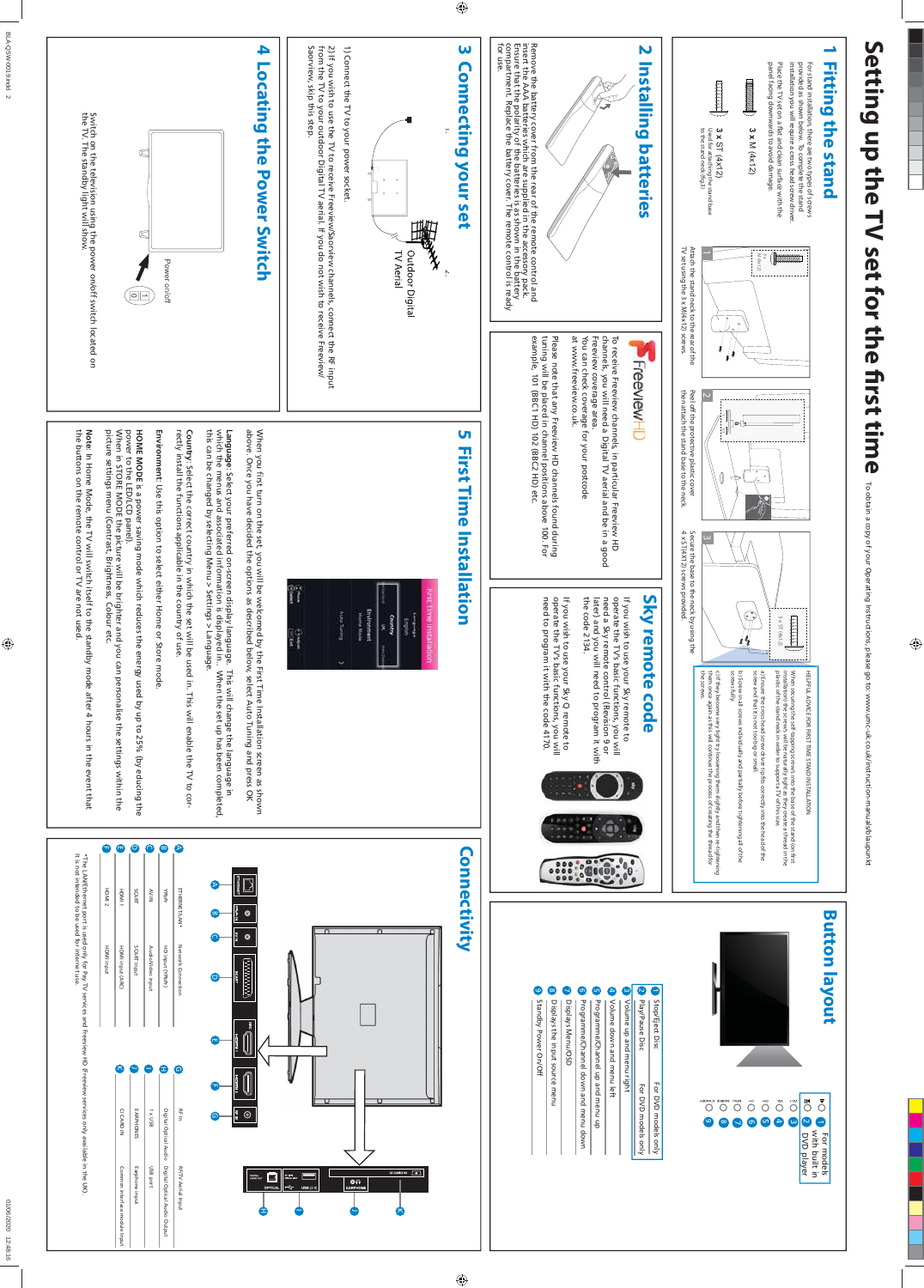# Setting up the TV set for the first time

To obtain a copy of your Operating Instructions, please go to: www.umc-uk.co.uk/instruction-manuals/blaupunkt

## 1 Fitting the stand

For stand installation, there are two types of screws provided as shown below. To complete the stand installation you will require a cross head screw driver.

Place the TV set on a flat and clean surface with the panel facing downwards to avoid damage.

3 x M (4x12)

3 x ST (4x12)
Used for fastening the stand base to the stand neck (Fig3)

1. Attach the stand neck to the rear of the TV set using the 3 x M(4x12) screws.

2. Peel off the protective plastic cover then attach the stand base to the neck.

3. Secure the base to the neck by using the 4 x ST(4X12) screws provided.

HELPFUL ADVICE FOR FIRST TIME STAND INSTALLATION

When securing the self-tapping screws into the base of the stand (on first installation) the screws will be naturally tight as they create a thread in the plastic of the stand neck in order to support a TV of this size.

a) Ensure the cross head screw driver tip fits correctly into the head of the screw and that it is not too big or small.

b) Screw in all screws individually and partially before tightening all of the screws fully.

c) If they become very tight try loosening them slightly and then re-tightening them once again as this will continue the process of creating the thread into the screw.

## 2 Installing batteries

Remove the battery cover from the rear of the remote control and insert the AAA batteries which are supplied in the accessory pack. Ensure that the polarity of the batteries is as shown in the battery compartment. Replace the battery cover. The remote control is ready for use.

## 3 Connecting your set

1) Connect the TV to your power socket.

2) If you wish to use the TV to receive Freeview/Saorview channels, connect the RF input from the TV to your outdoor Digital TV aerial. If you do not wish to receive Freeview/Saorview, skip this step.

Outdoor Digital TV Aerial

## 4 Locating the Power Switch

Switch on the television using the power on/off switch located on the TV. The standby light will show.

Power on/off

## FreeviewHD

To receive Freeview channels, in particular Freeview HD channels, you will need a Digital TV aerial and be in a good Freeview coverage area.
You can check coverage for your postcode at www.freeview.co.uk.

Please note that any Freeview HD channels found during tuning will be placed in channel positions above 100. For example, 101 (BBC1 HD) 102 (BBC2 HD) etc.

## Sky remote code

If you wish to use your Sky remote to operate the TV's basic functions, you will need a Sky remote control (Revision 9 or later) and you will need to program it with the code 2134.

If you wish to use your Sky Q remote to operate the TV's basic functions, you will need to program it with the code 4170.

## 5 First Time Installation

When you first turn on the set, you will be welcomed by the First Time Installation screen as shown above. Once you have decided the options as described below, select Auto Tuning and press OK

**Language**: Select your preferred on-screen display language. This will change the language in which the menus and associated information is displayed in. When the set up has been completed, this can be changed by selecting Menu > Settings > Language.

**Country**: Select the correct country in which the set will be used in. This will enable the TV to correctly install the functions applicable in the country of use.

**Environment**: Use this option to select either Home or Store mode.

**HOME MODE** is a power saving mode which reduces the energy used by up to 25% (by reducing the power to the LED/LCD panel).
When in STORE MODE the picture will be brighter and you can personalise the settings within the picture settings menu (Contrast, Brightness, Colour etc.

**Note**: In Home Mode, the TV will switch itself to the standby mode after 4 hours in the event that the buttons on the remote control or TV are not used.

## Button layout

For models with built in DVD player

| | | |
|---|---|---|
| 1 | Stop/Eject Disc | For DVD models only |
| 2 | Play/Pause Disc | For DVD models only |
| 3 | Volume up and menu right | |
| 4 | Volume down and menu left | |
| 5 | Programme/Channel up and menu up | |
| 6 | Programme/Channel down and menu down | |
| 7 | Displays Menu/OSD | |
| 8 | Displays the input source menu | |
| 9 | Standby Power On/Off | |

## Connectivity

| | | |
|---|---|---|
| A | ETHERNET/LAN * | Network Connection |
| B | YPbPr | HD Input (YPbPr) |
| C | AV IN | Audio/Video Input |
| D | SCART | SCART Input |
| E | HDMI 1 | HDMI Input (ARC) |
| F | HDMI 2 | HDMI Input |
| G | RF In | RF/TV Aerial Input |
| H | Digital Optical Audio | Digital Optical Audio Output |
| I | 1 x USB | USB port |
| J | EARPHONES | Earphone input |
| K | CI CARD IN | Common interface module input |

*The LAN/Ethernet port is used only for Play TV services and Freeview HD (Freeview services only available in the UK).
It is not intended to be used for internet use.